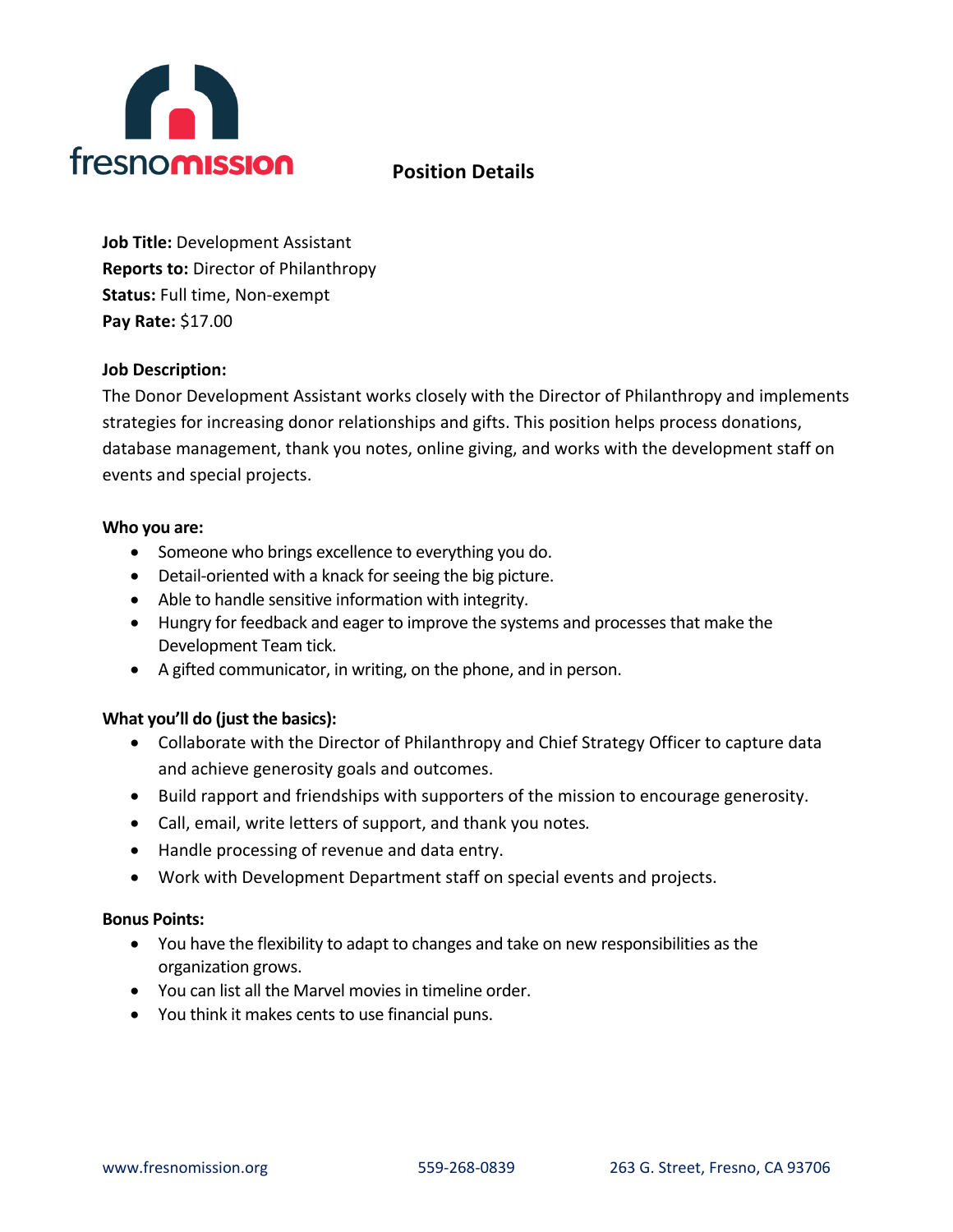fresnomission

## Position Details

**Job Title:** Development Assistant
**Reports to:** Director of Philanthropy
**Status:** Full time, Non-exempt
**Pay Rate:** $17.00

**Job Description:**
The Donor Development Assistant works closely with the Director of Philanthropy and implements strategies for increasing donor relationships and gifts. This position helps process donations, database management, thank you notes, online giving, and works with the development staff on events and special projects.

**Who you are:**

- Someone who brings excellence to everything you do.
- Detail-oriented with a knack for seeing the big picture.
- Able to handle sensitive information with integrity.
- Hungry for feedback and eager to improve the systems and processes that make the Development Team tick.
- A gifted communicator, in writing, on the phone, and in person.

**What you'll do (just the basics):**

- Collaborate with the Director of Philanthropy and Chief Strategy Officer to capture data and achieve generosity goals and outcomes.
- Build rapport and friendships with supporters of the mission to encourage generosity.
- Call, email, write letters of support, and thank you notes.
- Handle processing of revenue and data entry.
- Work with Development Department staff on special events and projects.

**Bonus Points:**

- You have the flexibility to adapt to changes and take on new responsibilities as the organization grows.
- You can list all the Marvel movies in timeline order.
- You think it makes cents to use financial puns.

www.fresnomission.org 559-268-0839 263 G. Street, Fresno, CA 93706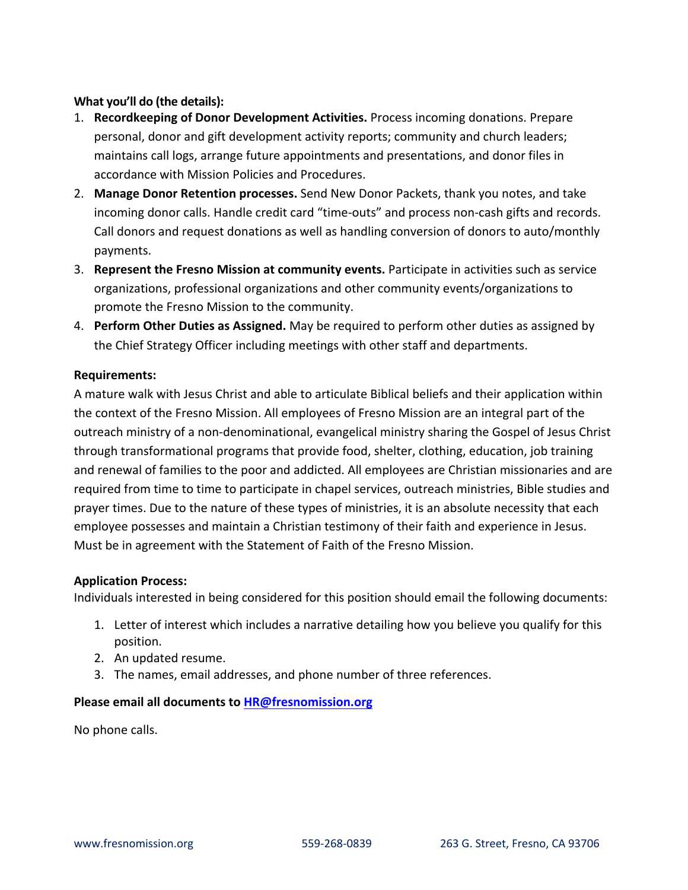**What you'll do (the details):**

1. **Recordkeeping of Donor Development Activities.** Process incoming donations. Prepare personal, donor and gift development activity reports; community and church leaders; maintains call logs, arrange future appointments and presentations, and donor files in accordance with Mission Policies and Procedures.
2. **Manage Donor Retention processes.** Send New Donor Packets, thank you notes, and take incoming donor calls. Handle credit card "time-outs" and process non-cash gifts and records. Call donors and request donations as well as handling conversion of donors to auto/monthly payments.
3. **Represent the Fresno Mission at community events.** Participate in activities such as service organizations, professional organizations and other community events/organizations to promote the Fresno Mission to the community.
4. **Perform Other Duties as Assigned.** May be required to perform other duties as assigned by the Chief Strategy Officer including meetings with other staff and departments.

**Requirements:**

A mature walk with Jesus Christ and able to articulate Biblical beliefs and their application within the context of the Fresno Mission. All employees of Fresno Mission are an integral part of the outreach ministry of a non-denominational, evangelical ministry sharing the Gospel of Jesus Christ through transformational programs that provide food, shelter, clothing, education, job training and renewal of families to the poor and addicted. All employees are Christian missionaries and are required from time to time to participate in chapel services, outreach ministries, Bible studies and prayer times. Due to the nature of these types of ministries, it is an absolute necessity that each employee possesses and maintain a Christian testimony of their faith and experience in Jesus. Must be in agreement with the Statement of Faith of the Fresno Mission.

**Application Process:**

Individuals interested in being considered for this position should email the following documents:

1. Letter of interest which includes a narrative detailing how you believe you qualify for this position.
2. An updated resume.
3. The names, email addresses, and phone number of three references.

**Please email all documents to [HR@fresnomission.org](mailto:HR@fresnomission.org)**

No phone calls.

www.fresnomission.org 559-268-0839 263 G. Street, Fresno, CA 93706